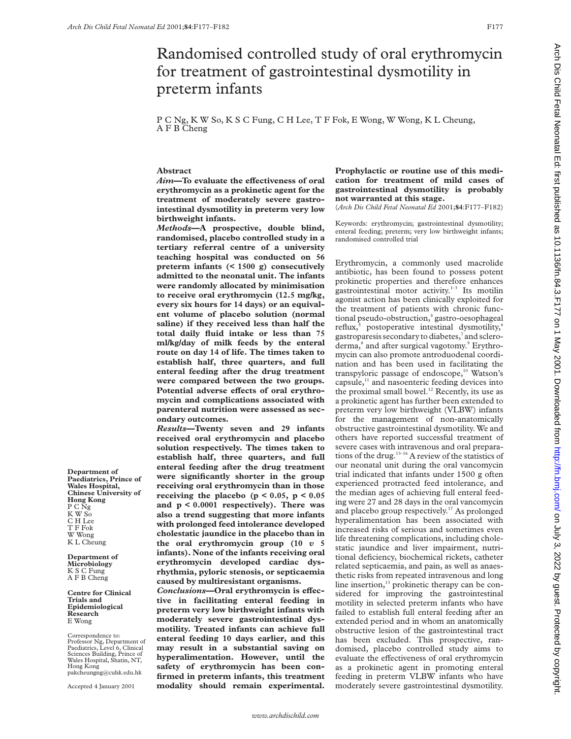# Randomised controlled study of oral erythromycin for treatment of gastrointestinal dysmotility in preterm infants

P C Ng, K W So, K S C Fung, C H Lee, T F Fok, E Wong, W Wong, K L Cheung, A F B Cheng

Department of Paediatrics, Prince of Wales Hospital, Chinese University of Hong Kong
P C Ng
K W So
C H Lee
T F Fok
W Wong
K L Cheung

Department of Microbiology
K S C Fung
A F B Cheng

Centre for Clinical Trials and Epidemiological Research
E Wong

Correspondence to: Professor Ng, Department of Paediatrics, Level 6, Clinical Sciences Building, Prince of Wales Hospital, Shatin, NT, Hong Kong
pakcheungng@cuhk.edu.hk

Accepted 4 January 2001

## Abstract

***Aim*—To evaluate the effectiveness of oral erythromycin as a prokinetic agent for the treatment of moderately severe gastrointestinal dysmotility in preterm very low birthweight infants.**

***Methods*—A prospective, double blind, randomised, placebo controlled study in a tertiary referral centre of a university teaching hospital was conducted on 56 preterm infants (< 1500 g) consecutively admitted to the neonatal unit. The infants were randomly allocated by minimisation to receive oral erythromycin (12.5 mg/kg, every six hours for 14 days) or an equivalent volume of placebo solution (normal saline) if they received less than half the total daily fluid intake or less than 75 ml/kg/day of milk feeds by the enteral route on day 14 of life. The times taken to establish half, three quarters, and full enteral feeding after the drug treatment were compared between the two groups. Potential adverse effects of oral erythromycin and complications associated with parenteral nutrition were assessed as secondary outcomes.**

***Results*—Twenty seven and 29 infants received oral erythromycin and placebo solution respectively. The times taken to establish half, three quarters, and full enteral feeding after the drug treatment were significantly shorter in the group receiving oral erythromycin than in those receiving the placebo ($p < 0.05$, $p < 0.05$ and $p < 0.0001$ respectively). There was also a trend suggesting that more infants with prolonged feed intolerance developed cholestatic jaundice in the placebo than in the oral erythromycin group (10 *v* 5 infants). None of the infants receiving oral erythromycin developed cardiac dysrhythmia, pyloric stenosis, or septicaemia caused by multiresistant organisms.**

***Conclusions*—Oral erythromycin is effective in facilitating enteral feeding in preterm very low birthweight infants with moderately severe gastrointestinal dysmotility. Treated infants can achieve full enteral feeding 10 days earlier, and this may result in a substantial saving on hyperalimentation. However, until the safety of erythromycin has been confirmed in preterm infants, this treatment modality should remain experimental. Prophylactic or routine use of this medication for treatment of mild cases of gastrointestinal dysmotility is probably not warranted at this stage.**

(*Arch Dis Child Fetal Neonatal Ed* 2001;**84**:F177–F182)

Keywords: erythromycin; gastrointestinal dysmotility; enteral feeding; preterm; very low birthweight infants; randomised controlled trial

Erythromycin, a commonly used macrolide antibiotic, has been found to possess potent prokinetic properties and therefore enhances gastrointestinal motor activity.[1–3] Its motilin agonist action has been clinically exploited for the treatment of patients with chronic functional pseudo-obstruction,[4] gastro-oesophageal reflux,[5] postoperative intestinal dysmotility,[6] gastroparesis secondary to diabetes,[7] and scleroderma,[8] and after surgical vagotomy.[9] Erythromycin can also promote antroduodenal coordination and has been used in facilitating the transpyloric passage of endoscope,[10] Watson's capsule,[11] and nasoenteric feeding devices into the proximal small bowel.[12] Recently, its use as a prokinetic agent has further been extended to preterm very low birthweight (VLBW) infants for the management of non-anatomically obstructive gastrointestinal dysmotility. We and others have reported successful treatment of severe cases with intravenous and oral preparations of the drug.[13–16] A review of the statistics of our neonatal unit during the oral vancomycin trial indicated that infants under 1500 g often experienced protracted feed intolerance, and the median ages of achieving full enteral feeding were 27 and 28 days in the oral vancomycin and placebo group respectively.[17] As prolonged hyperalimentation has been associated with increased risks of serious and sometimes even life threatening complications, including cholestatic jaundice and liver impairment, nutritional deficiency, biochemical rickets, catheter related septicaemia, and pain, as well as anaesthetic risks from repeated intravenous and long line insertion,[13] prokinetic therapy can be considered for improving the gastrointestinal motility in selected preterm infants who have failed to establish full enteral feeding after an extended period and in whom an anatomically obstructive lesion of the gastrointestinal tract has been excluded. This prospective, randomised, placebo controlled study aims to evaluate the effectiveness of oral erythromycin as a prokinetic agent in promoting enteral feeding in preterm VLBW infants who have moderately severe gastrointestinal dysmotility.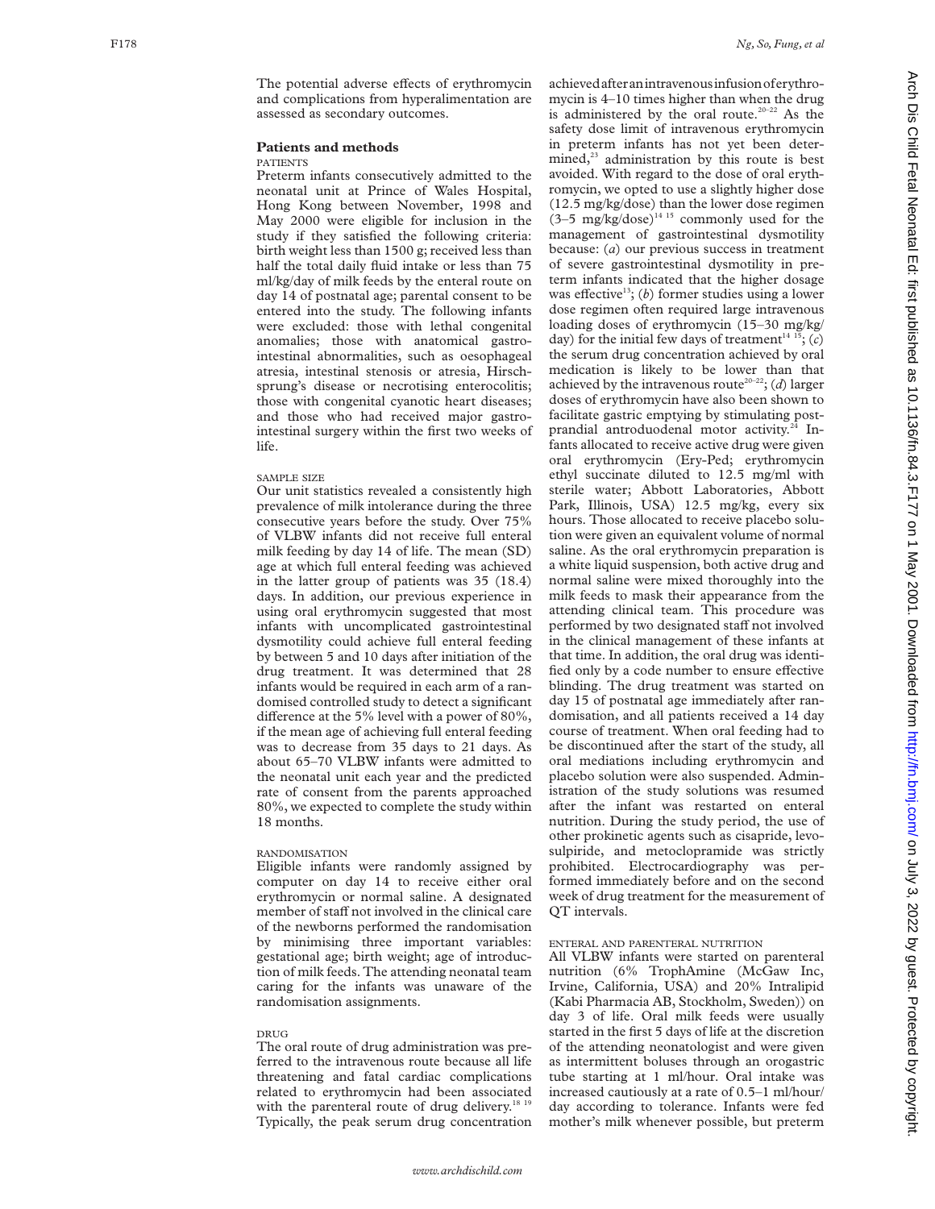The potential adverse effects of erythromycin and complications from hyperalimentation are assessed as secondary outcomes.

## Patients and methods

### PATIENTS

Preterm infants consecutively admitted to the neonatal unit at Prince of Wales Hospital, Hong Kong between November, 1998 and May 2000 were eligible for inclusion in the study if they satisfied the following criteria: birth weight less than 1500 g; received less than half the total daily fluid intake or less than 75 ml/kg/day of milk feeds by the enteral route on day 14 of postnatal age; parental consent to be entered into the study. The following infants were excluded: those with lethal congenital anomalies; those with anatomical gastrointestinal abnormalities, such as oesophageal atresia, intestinal stenosis or atresia, Hirschsprung's disease or necrotising enterocolitis; those with congenital cyanotic heart diseases; and those who had received major gastrointestinal surgery within the first two weeks of life.

### SAMPLE SIZE

Our unit statistics revealed a consistently high prevalence of milk intolerance during the three consecutive years before the study. Over 75% of VLBW infants did not receive full enteral milk feeding by day 14 of life. The mean (SD) age at which full enteral feeding was achieved in the latter group of patients was 35 (18.4) days. In addition, our previous experience in using oral erythromycin suggested that most infants with uncomplicated gastrointestinal dysmotility could achieve full enteral feeding by between 5 and 10 days after initiation of the drug treatment. It was determined that 28 infants would be required in each arm of a randomised controlled study to detect a significant difference at the 5% level with a power of 80%, if the mean age of achieving full enteral feeding was to decrease from 35 days to 21 days. As about 65–70 VLBW infants were admitted to the neonatal unit each year and the predicted rate of consent from the parents approached 80%, we expected to complete the study within 18 months.

### RANDOMISATION

Eligible infants were randomly assigned by computer on day 14 to receive either oral erythromycin or normal saline. A designated member of staff not involved in the clinical care of the newborns performed the randomisation by minimising three important variables: gestational age; birth weight; age of introduction of milk feeds. The attending neonatal team caring for the infants was unaware of the randomisation assignments.

### DRUG

The oral route of drug administration was preferred to the intravenous route because all life threatening and fatal cardiac complications related to erythromycin had been associated with the parenteral route of drug delivery.[18 19] Typically, the peak serum drug concentration achieved after an intravenous infusion of erythromycin is 4–10 times higher than when the drug is administered by the oral route.[20–22] As the safety dose limit of intravenous erythromycin in preterm infants has not yet been determined,[23] administration by this route is best avoided. With regard to the dose of oral erythromycin, we opted to use a slightly higher dose (12.5 mg/kg/dose) than the lower dose regimen (3–5 mg/kg/dose)[14 15] commonly used for the management of gastrointestinal dysmotility because: (*a*) our previous success in treatment of severe gastrointestinal dysmotility in preterm infants indicated that the higher dosage was effective[13]; (*b*) former studies using a lower dose regimen often required large intravenous loading doses of erythromycin (15–30 mg/kg/day) for the initial few days of treatment[14 15]; (*c*) the serum drug concentration achieved by oral medication is likely to be lower than that achieved by the intravenous route[20–22]; (*d*) larger doses of erythromycin have also been shown to facilitate gastric emptying by stimulating postprandial antroduodenal motor activity.[24] Infants allocated to receive active drug were given oral erythromycin (Ery-Ped; erythromycin ethyl succinate diluted to 12.5 mg/ml with sterile water; Abbott Laboratories, Abbott Park, Illinois, USA) 12.5 mg/kg, every six hours. Those allocated to receive placebo solution were given an equivalent volume of normal saline. As the oral erythromycin preparation is a white liquid suspension, both active drug and normal saline were mixed thoroughly into the milk feeds to mask their appearance from the attending clinical team. This procedure was performed by two designated staff not involved in the clinical management of these infants at that time. In addition, the oral drug was identified only by a code number to ensure effective blinding. The drug treatment was started on day 15 of postnatal age immediately after randomisation, and all patients received a 14 day course of treatment. When oral feeding had to be discontinued after the start of the study, all oral mediations including erythromycin and placebo solution were also suspended. Administration of the study solutions was resumed after the infant was restarted on enteral nutrition. During the study period, the use of other prokinetic agents such as cisapride, levosulpiride, and metoclopramide was strictly prohibited. Electrocardiography was performed immediately before and on the second week of drug treatment for the measurement of QT intervals.

### ENTERAL AND PARENTERAL NUTRITION

All VLBW infants were started on parenteral nutrition (6% TrophAmine (McGaw Inc, Irvine, California, USA) and 20% Intralipid (Kabi Pharmacia AB, Stockholm, Sweden)) on day 3 of life. Oral milk feeds were usually started in the first 5 days of life at the discretion of the attending neonatologist and were given as intermittent boluses through an orogastric tube starting at 1 ml/hour. Oral intake was increased cautiously at a rate of 0.5–1 ml/hour/day according to tolerance. Infants were fed mother's milk whenever possible, but preterm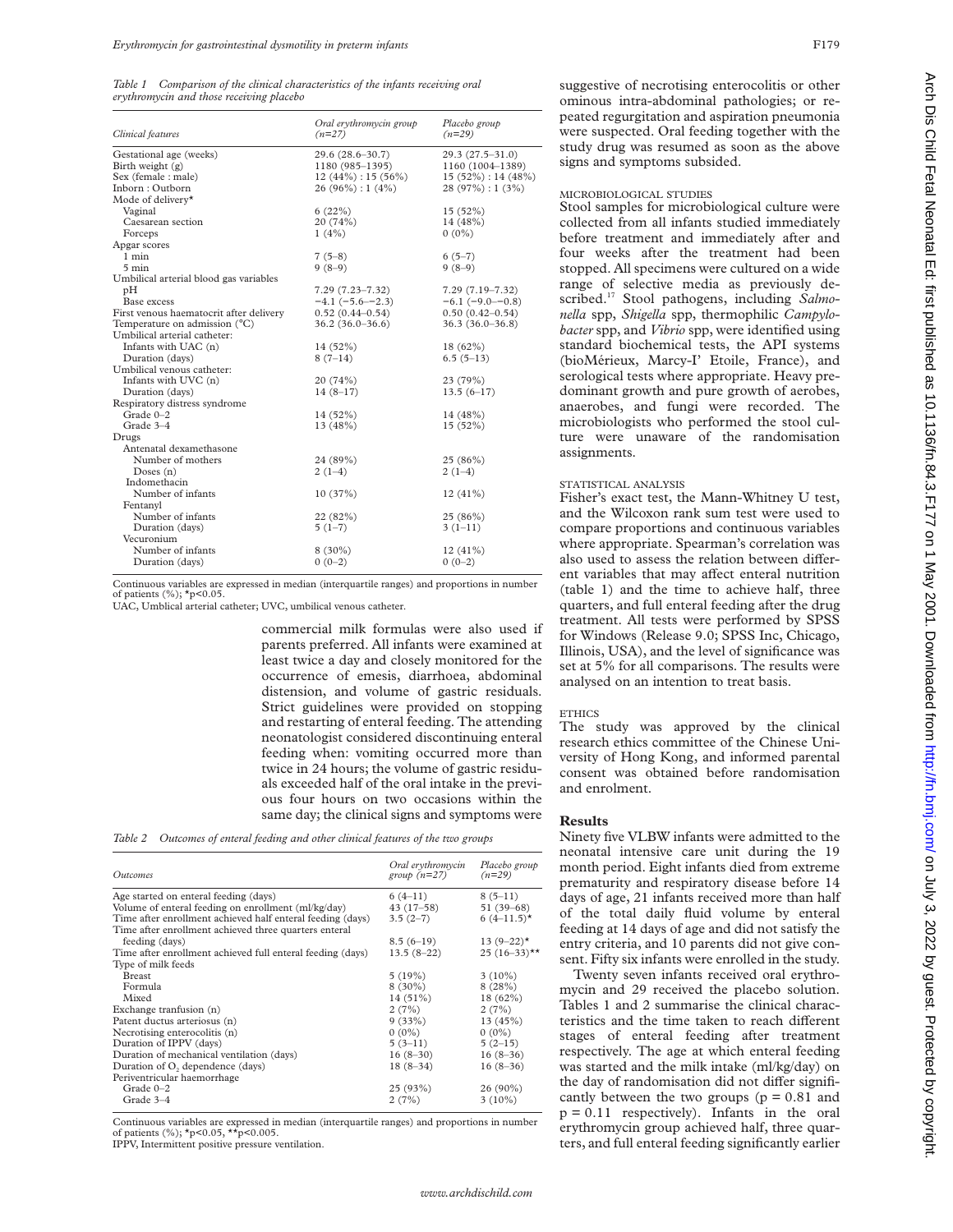*Table 1 Comparison of the clinical characteristics of the infants receiving oral erythromycin and those receiving placebo*

| Clinical features | Oral erythromycin group (n=27) | Placebo group (n=29) |
|---|---|---|
| Gestational age (weeks) | 29.6 (28.6–30.7) | 29.3 (27.5–31.0) |
| Birth weight (g) | 1180 (985–1395) | 1160 (1004–1389) |
| Sex (female : male) | 12 (44%) : 15 (56%) | 15 (52%) : 14 (48%) |
| Inborn : Outborn | 26 (96%) : 1 (4%) | 28 (97%) : 1 (3%) |
| Mode of delivery* | | |
| Vaginal | 6 (22%) | 15 (52%) |
| Caesarean section | 20 (74%) | 14 (48%) |
| Forceps | 1 (4%) | 0 (0%) |
| Apgar scores | | |
| 1 min | 7 (5–8) | 6 (5–7) |
| 5 min | 9 (8–9) | 9 (8–9) |
| Umbilical arterial blood gas variables | | |
| pH | 7.29 (7.23–7.32) | 7.29 (7.19–7.32) |
| Base excess | −4.1 (−5.6–−2.3) | −6.1 (−9.0–−0.8) |
| First venous haematocrit after delivery | 0.52 (0.44–0.54) | 0.50 (0.42–0.54) |
| Temperature on admission (°C) | 36.2 (36.0–36.6) | 36.3 (36.0–36.8) |
| Umbilical arterial catheter: | | |
| Infants with UAC (n) | 14 (52%) | 18 (62%) |
| Duration (days) | 8 (7–14) | 6.5 (5–13) |
| Umbilical venous catheter: | | |
| Infants with UVC (n) | 20 (74%) | 23 (79%) |
| Duration (days) | 14 (8–17) | 13.5 (6–17) |
| Respiratory distress syndrome | | |
| Grade 0–2 | 14 (52%) | 14 (48%) |
| Grade 3–4 | 13 (48%) | 15 (52%) |
| Drugs | | |
| Antenatal dexamethasone | | |
| Number of mothers | 24 (89%) | 25 (86%) |
| Doses (n) | 2 (1–4) | 2 (1–4) |
| Indomethacin | | |
| Number of infants | 10 (37%) | 12 (41%) |
| Fentanyl | | |
| Number of infants | 22 (82%) | 25 (86%) |
| Duration (days) | 5 (1–7) | 3 (1–11) |
| Vecuronium | | |
| Number of infants | 8 (30%) | 12 (41%) |
| Duration (days) | 0 (0–2) | 0 (0–2) |

Continuous variables are expressed in median (interquartile ranges) and proportions in number of patients (%); *p<0.05.
UAC, Umblical arterial catheter; UVC, umbilical venous catheter.

commercial milk formulas were also used if parents preferred. All infants were examined at least twice a day and closely monitored for the occurrence of emesis, diarrhoea, abdominal distension, and volume of gastric residuals. Strict guidelines were provided on stopping and restarting of enteral feeding. The attending neonatologist considered discontinuing enteral feeding when: vomiting occurred more than twice in 24 hours; the volume of gastric residuals exceeded half of the oral intake in the previous four hours on two occasions within the same day; the clinical signs and symptoms were suggestive of necrotising enterocolitis or other ominous intra-abdominal pathologies; or repeated regurgitation and aspiration pneumonia were suspected. Oral feeding together with the study drug was resumed as soon as the above signs and symptoms subsided.

*Table 2 Outcomes of enteral feeding and other clinical features of the two groups*

| Outcomes | Oral erythromycin group (n=27) | Placebo group (n=29) |
|---|---|---|
| Age started on enteral feeding (days) | 6 (4–11) | 8 (5–11) |
| Volume of enteral feeding on enrollment (ml/kg/day) | 43 (17–58) | 51 (39–68) |
| Time after enrollment achieved half enteral feeding (days) | 3.5 (2–7) | 6 (4–11.5)* |
| Time after enrollment achieved three quarters enteral feeding (days) | 8.5 (6–19) | 13 (9–22)* |
| Time after enrollment achieved full enteral feeding (days) | 13.5 (8–22) | 25 (16–33)** |
| Type of milk feeds | | |
| Breast | 5 (19%) | 3 (10%) |
| Formula | 8 (30%) | 8 (28%) |
| Mixed | 14 (51%) | 18 (62%) |
| Exchange tranfusion (n) | 2 (7%) | 2 (7%) |
| Patent ductus arteriosus (n) | 9 (33%) | 13 (45%) |
| Necrotising enterocolitis (n) | 0 (0%) | 0 (0%) |
| Duration of IPPV (days) | 5 (3–11) | 5 (2–15) |
| Duration of mechanical ventilation (days) | 16 (8–30) | 16 (8–36) |
| Duration of $O_2$ dependence (days) | 18 (8–34) | 16 (8–36) |
| Periventricular haemorrhage | | |
| Grade 0–2 | 25 (93%) | 26 (90%) |
| Grade 3–4 | 2 (7%) | 3 (10%) |

Continuous variables are expressed in median (interquartile ranges) and proportions in number of patients (%); *p<0.05, **p<0.005.
IPPV, Intermittent positive pressure ventilation.

#### MICROBIOLOGICAL STUDIES

Stool samples for microbiological culture were collected from all infants studied immediately before treatment and immediately after and four weeks after the treatment had been stopped. All specimens were cultured on a wide range of selective media as previously described.[17] Stool pathogens, including *Salmonella* spp, *Shigella* spp, thermophilic *Campylobacter* spp, and *Vibrio* spp, were identified using standard biochemical tests, the API systems (bioMérieux, Marcy-I' Etoile, France), and serological tests where appropriate. Heavy predominant growth and pure growth of aerobes, anaerobes, and fungi were recorded. The microbiologists who performed the stool culture were unaware of the randomisation assignments.

#### STATISTICAL ANALYSIS

Fisher's exact test, the Mann-Whitney U test, and the Wilcoxon rank sum test were used to compare proportions and continuous variables where appropriate. Spearman's correlation was also used to assess the relation between different variables that may affect enteral nutrition (table 1) and the time to achieve half, three quarters, and full enteral feeding after the drug treatment. All tests were performed by SPSS for Windows (Release 9.0; SPSS Inc, Chicago, Illinois, USA), and the level of significance was set at 5% for all comparisons. The results were analysed on an intention to treat basis.

#### ETHICS

The study was approved by the clinical research ethics committee of the Chinese University of Hong Kong, and informed parental consent was obtained before randomisation and enrolment.

## Results

Ninety five VLBW infants were admitted to the neonatal intensive care unit during the 19 month period. Eight infants died from extreme prematurity and respiratory disease before 14 days of age, 21 infants received more than half of the total daily fluid volume by enteral feeding at 14 days of age and did not satisfy the entry criteria, and 10 parents did not give consent. Fifty six infants were enrolled in the study.

Twenty seven infants received oral erythromycin and 29 received the placebo solution. Tables 1 and 2 summarise the clinical characteristics and the time taken to reach different stages of enteral feeding after treatment respectively. The age at which enteral feeding was started and the milk intake (ml/kg/day) on the day of randomisation did not differ significantly between the two groups ($p = 0.81$ and $p = 0.11$ respectively). Infants in the oral erythromycin group achieved half, three quarters, and full enteral feeding significantly earlier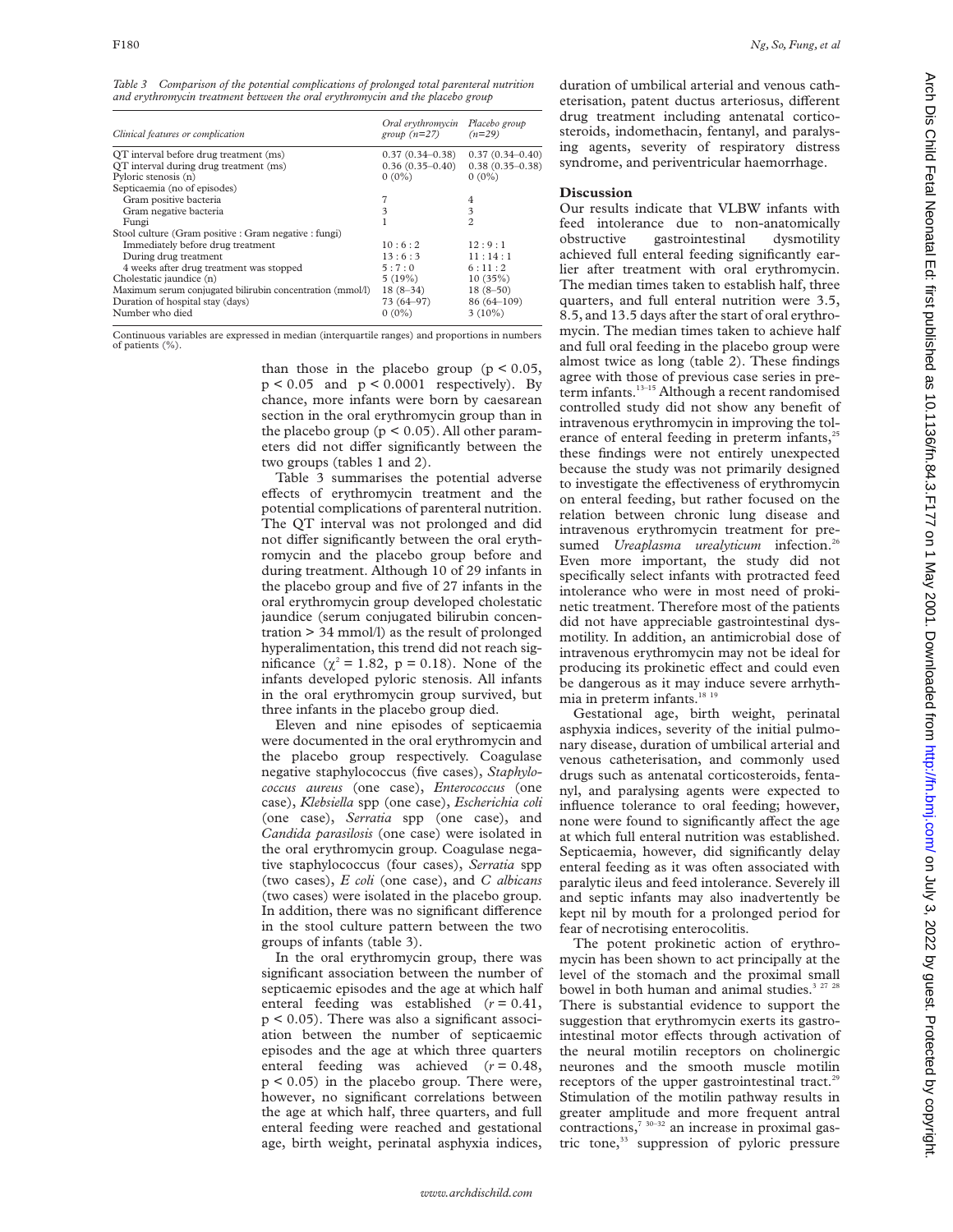*Table 3 Comparison of the potential complications of prolonged total parenteral nutrition and erythromycin treatment between the oral erythromycin and the placebo group*

| Clinical features or complication | Oral erythromycin group (n=27) | Placebo group (n=29) |
|---|---|---|
| QT interval before drug treatment (ms) | 0.37 (0.34–0.38) | 0.37 (0.34–0.40) |
| QT interval during drug treatment (ms) | 0.36 (0.35–0.40) | 0.38 (0.35–0.38) |
| Pyloric stenosis (n) | 0 (0%) | 0 (0%) |
| Septicaemia (no of episodes) | | |
| Gram positive bacteria | 7 | 4 |
| Gram negative bacteria | 3 | 3 |
| Fungi | 1 | 2 |
| Stool culture (Gram positive : Gram negative : fungi) | | |
| Immediately before drug treatment | 10 : 6 : 2 | 12 : 9 : 1 |
| During drug treatment | 13 : 6 : 3 | 11 : 14 : 1 |
| 4 weeks after drug treatment was stopped | 5 : 7 : 0 | 6 : 11 : 2 |
| Cholestatic jaundice (n) | 5 (19%) | 10 (35%) |
| Maximum serum conjugated bilirubin concentration (mmol/l) | 18 (8–34) | 18 (8–50) |
| Duration of hospital stay (days) | 73 (64–97) | 86 (64–109) |
| Number who died | 0 (0%) | 3 (10%) |

Continuous variables are expressed in median (interquartile ranges) and proportions in numbers of patients (%).

than those in the placebo group ($p < 0.05$, $p < 0.05$ and $p < 0.0001$ respectively). By chance, more infants were born by caesarean section in the oral erythromycin group than in the placebo group ($p < 0.05$). All other parameters did not differ significantly between the two groups (tables 1 and 2).

Table 3 summarises the potential adverse effects of erythromycin treatment and the potential complications of parenteral nutrition. The QT interval was not prolonged and did not differ significantly between the oral erythromycin and the placebo group before and during treatment. Although 10 of 29 infants in the placebo group and five of 27 infants in the oral erythromycin group developed cholestatic jaundice (serum conjugated bilirubin concentration > 34 mmol/l) as the result of prolonged hyperalimentation, this trend did not reach significance ($\chi^2 = 1.82$, $p = 0.18$). None of the infants developed pyloric stenosis. All infants in the oral erythromycin group survived, but three infants in the placebo group died.

Eleven and nine episodes of septicaemia were documented in the oral erythromycin and the placebo group respectively. Coagulase negative staphylococcus (five cases), *Staphylococcus aureus* (one case), *Enterococcus* (one case), *Klebsiella* spp (one case), *Escherichia coli* (one case), *Serratia* spp (one case), and *Candida parasilosis* (one case) were isolated in the oral erythromycin group. Coagulase negative staphylococcus (four cases), *Serratia* spp (two cases), *E coli* (one case), and *C albicans* (two cases) were isolated in the placebo group. In addition, there was no significant difference in the stool culture pattern between the two groups of infants (table 3).

In the oral erythromycin group, there was significant association between the number of septicaemic episodes and the age at which half enteral feeding was established ($r = 0.41$, $p < 0.05$). There was also a significant association between the number of septicaemic episodes and the age at which three quarters enteral feeding was achieved ($r = 0.48$, $p < 0.05$) in the placebo group. There were, however, no significant correlations between the age at which half, three quarters, and full enteral feeding were reached and gestational age, birth weight, perinatal asphyxia indices, duration of umbilical arterial and venous catheterisation, patent ductus arteriosus, different drug treatment including antenatal corticosteroids, indomethacin, fentanyl, and paralysing agents, severity of respiratory distress syndrome, and periventricular haemorrhage.

## Discussion

Our results indicate that VLBW infants with feed intolerance due to non-anatomically obstructive gastrointestinal dysmotility achieved full enteral feeding significantly earlier after treatment with oral erythromycin. The median times taken to establish half, three quarters, and full enteral nutrition were 3.5, 8.5, and 13.5 days after the start of oral erythromycin. The median times taken to achieve half and full oral feeding in the placebo group were almost twice as long (table 2). These findings agree with those of previous case series in preterm infants.[13–15] Although a recent randomised controlled study did not show any benefit of intravenous erythromycin in improving the tolerance of enteral feeding in preterm infants,[25] these findings were not entirely unexpected because the study was not primarily designed to investigate the effectiveness of erythromycin on enteral feeding, but rather focused on the relation between chronic lung disease and intravenous erythromycin treatment for presumed *Ureaplasma urealyticum* infection.[26] Even more important, the study did not specifically select infants with protracted feed intolerance who were in most need of prokinetic treatment. Therefore most of the patients did not have appreciable gastrointestinal dysmotility. In addition, an antimicrobial dose of intravenous erythromycin may not be ideal for producing its prokinetic effect and could even be dangerous as it may induce severe arrhythmia in preterm infants.[18 19]

Gestational age, birth weight, perinatal asphyxia indices, severity of the initial pulmonary disease, duration of umbilical arterial and venous catheterisation, and commonly used drugs such as antenatal corticosteroids, fentanyl, and paralysing agents were expected to influence tolerance to oral feeding; however, none were found to significantly affect the age at which full enteral nutrition was established. Septicaemia, however, did significantly delay enteral feeding as it was often associated with paralytic ileus and feed intolerance. Severely ill and septic infants may also inadvertently be kept nil by mouth for a prolonged period for fear of necrotising enterocolitis.

The potent prokinetic action of erythromycin has been shown to act principally at the level of the stomach and the proximal small bowel in both human and animal studies.[3 27 28] There is substantial evidence to support the suggestion that erythromycin exerts its gastrointestinal motor effects through activation of the neural motilin receptors on cholinergic neurones and the smooth muscle motilin receptors of the upper gastrointestinal tract.[29] Stimulation of the motilin pathway results in greater amplitude and more frequent antral contractions,[7 30–32] an increase in proximal gastric tone,[33] suppression of pyloric pressure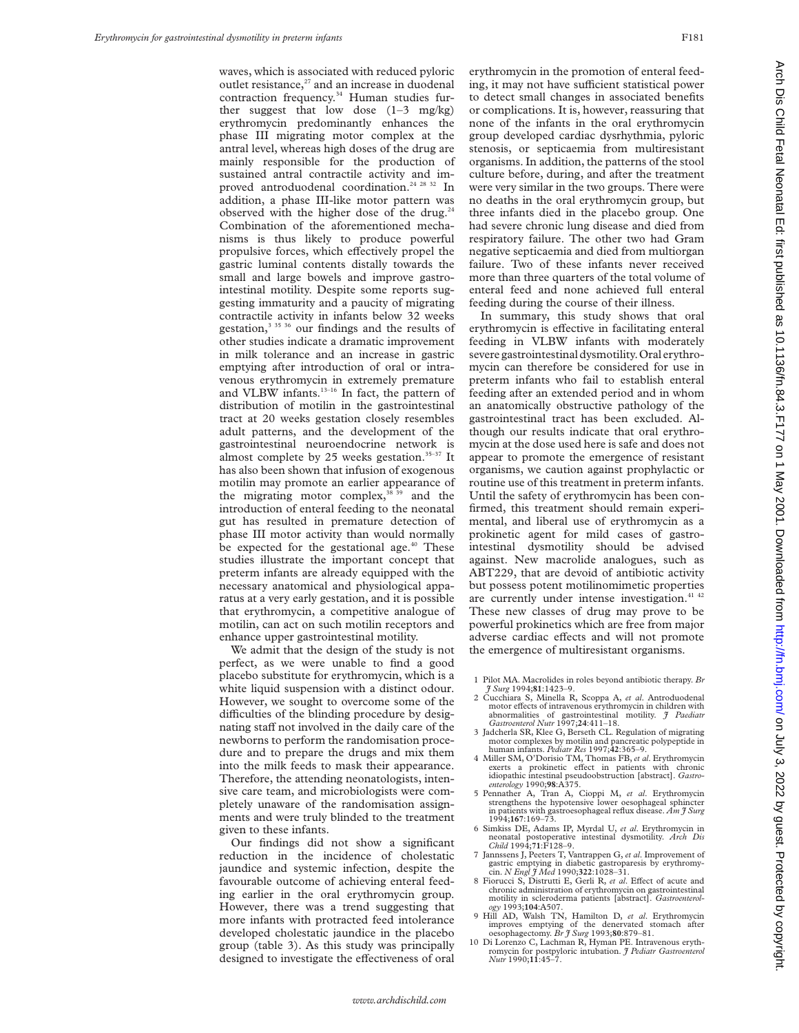waves, which is associated with reduced pyloric outlet resistance,[27] and an increase in duodenal contraction frequency.[34] Human studies further suggest that low dose (1–3 mg/kg) erythromycin predominantly enhances the phase III migrating motor complex at the antral level, whereas high doses of the drug are mainly responsible for the production of sustained antral contractile activity and improved antroduodenal coordination.[24 28 32] In addition, a phase III-like motor pattern was observed with the higher dose of the drug.[24] Combination of the aforementioned mechanisms is thus likely to produce powerful propulsive forces, which effectively propel the gastric luminal contents distally towards the small and large bowels and improve gastrointestinal motility. Despite some reports suggesting immaturity and a paucity of migrating contractile activity in infants below 32 weeks gestation,[3 35 36] our findings and the results of other studies indicate a dramatic improvement in milk tolerance and an increase in gastric emptying after introduction of oral or intravenous erythromycin in extremely premature and VLBW infants.[13–16] In fact, the pattern of distribution of motilin in the gastrointestinal tract at 20 weeks gestation closely resembles adult patterns, and the development of the gastrointestinal neuroendocrine network is almost complete by 25 weeks gestation.[35–37] It has also been shown that infusion of exogenous motilin may promote an earlier appearance of the migrating motor complex,[38 39] and the introduction of enteral feeding to the neonatal gut has resulted in premature detection of phase III motor activity than would normally be expected for the gestational age.[40] These studies illustrate the important concept that preterm infants are already equipped with the necessary anatomical and physiological apparatus at a very early gestation, and it is possible that erythromycin, a competitive analogue of motilin, can act on such motilin receptors and enhance upper gastrointestinal motility.

We admit that the design of the study is not perfect, as we were unable to find a good placebo substitute for erythromycin, which is a white liquid suspension with a distinct odour. However, we sought to overcome some of the difficulties of the blinding procedure by designating staff not involved in the daily care of the newborns to perform the randomisation procedure and to prepare the drugs and mix them into the milk feeds to mask their appearance. Therefore, the attending neonatologists, intensive care team, and microbiologists were completely unaware of the randomisation assignments and were truly blinded to the treatment given to these infants.

Our findings did not show a significant reduction in the incidence of cholestatic jaundice and systemic infection, despite the favourable outcome of achieving enteral feeding earlier in the oral erythromycin group. However, there was a trend suggesting that more infants with protracted feed intolerance developed cholestatic jaundice in the placebo group (table 3). As this study was principally designed to investigate the effectiveness of oral erythromycin in the promotion of enteral feeding, it may not have sufficient statistical power to detect small changes in associated benefits or complications. It is, however, reassuring that none of the infants in the oral erythromycin group developed cardiac dysrhythmia, pyloric stenosis, or septicaemia from multiresistant organisms. In addition, the patterns of the stool culture before, during, and after the treatment were very similar in the two groups. There were no deaths in the oral erythromycin group, but three infants died in the placebo group. One had severe chronic lung disease and died from respiratory failure. The other two had Gram negative septicaemia and died from multiorgan failure. Two of these infants never received more than three quarters of the total volume of enteral feed and none achieved full enteral feeding during the course of their illness.

In summary, this study shows that oral erythromycin is effective in facilitating enteral feeding in VLBW infants with moderately severe gastrointestinal dysmotility. Oral erythromycin can therefore be considered for use in preterm infants who fail to establish enteral feeding after an extended period and in whom an anatomically obstructive pathology of the gastrointestinal tract has been excluded. Although our results indicate that oral erythromycin at the dose used here is safe and does not appear to promote the emergence of resistant organisms, we caution against prophylactic or routine use of this treatment in preterm infants. Until the safety of erythromycin has been confirmed, this treatment should remain experimental, and liberal use of erythromycin as a prokinetic agent for mild cases of gastrointestinal dysmotility should be advised against. New macrolide analogues, such as ABT229, that are devoid of antibiotic activity but possess potent motilinomimetic properties are currently under intense investigation.[41 42] These new classes of drug may prove to be powerful prokinetics which are free from major adverse cardiac effects and will not promote the emergence of multiresistant organisms.

1 Pilot MA. Macrolides in roles beyond antibiotic therapy. *Br J Surg* 1994;**81**:1423–9.
2 Cucchiara S, Minella R, Scoppa A, *et al*. Antroduodenal motor effects of intravenous erythromycin in children with abnormalities of gastrointestinal motility. *J Paediatr Gastroenterol Nutr* 1997;**24**:411–18.
3 Jadcherla SR, Klee G, Berseth CL. Regulation of migrating motor complexes by motilin and pancreatic polypeptide in human infants. *Pediatr Res* 1997;**42**:365–9.
4 Miller SM, O'Dorisio TM, Thomas FB, *et al*. Erythromycin exerts a prokinetic effect in patients with chronic idiopathic intestinal pseudoobstruction [abstract]. *Gastroenterology* 1990;**98**:A375.
5 Pennather A, Tran A, Cioppi M, *et al*. Erythromycin strengthens the hypotensive lower oesophageal sphincter in patients with gastroesophageal reflux disease. *Am J Surg* 1994;**167**:169–73.
6 Simkiss DE, Adams IP, Myrdal U, *et al*. Erythromycin in neonatal postoperative intestinal dysmotility. *Arch Dis Child* 1994;**71**:F128–9.
7 Jannssens J, Peeters T, Vantrappen G, *et al*. Improvement of gastric emptying in diabetic gastroparesis by erythromycin. *N Engl J Med* 1990;**322**:1028–31.
8 Fiorucci S, Distrutti E, Gerli R, *et al*. Effect of acute and chronic administration of erythromycin on gastrointestinal motility in scleroderma patients [abstract]. *Gastroenterology* 1993;**104**:A507.
9 Hill AD, Walsh TN, Hamilton D, *et al*. Erythromycin improves emptying of the denervated stomach after oesophagectomy. *Br J Surg* 1993;**80**:879–81.
10 Di Lorenzo C, Lachman R, Hyman PE. Intravenous erythromycin for postpyloric intubation. *J Pediatr Gastroenterol Nutr* 1990;**11**:45–7.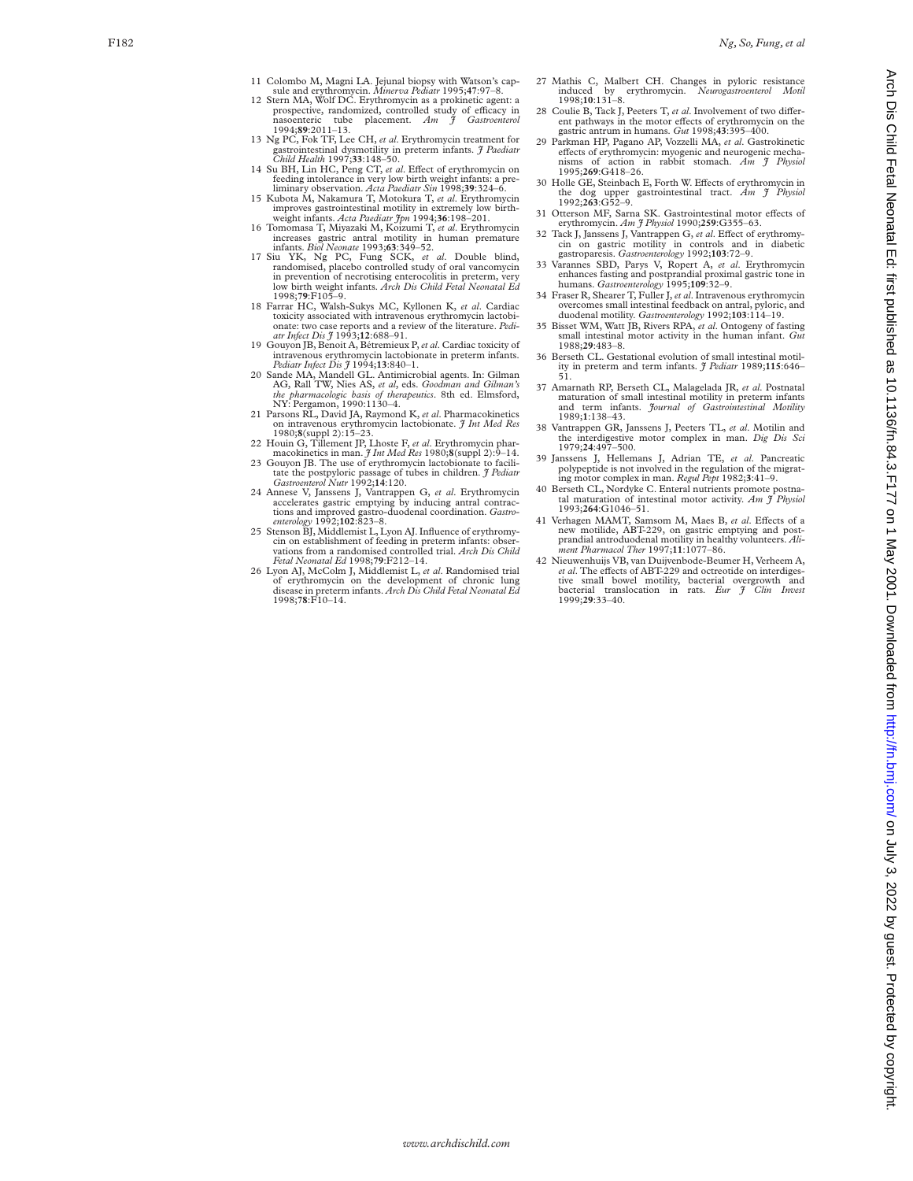11 Colombo M, Magni LA. Jejunal biopsy with Watson's capsule and erythromycin. *Minerva Pediatr* 1995;**47**:97–8.
12 Stern MA, Wolf DC. Erythromycin as a prokinetic agent: a prospective, randomized, controlled study of efficacy in nasoenteric tube placement. *Am J Gastroenterol* 1994;**89**:2011–13.
13 Ng PC, Fok TF, Lee CH, *et al*. Erythromycin treatment for gastrointestinal dysmotility in preterm infants. *J Paediatr Child Health* 1997;**33**:148–50.
14 Su BH, Lin HC, Peng CT, *et al*. Effect of erythromycin on feeding intolerance in very low birth weight infants: a preliminary observation. *Acta Paediatr Sin* 1998;**39**:324–6.
15 Kubota M, Nakamura T, Motokura T, *et al*. Erythromycin improves gastrointestinal motility in extremely low birthweight infants. *Acta Paediatr Jpn* 1994;**36**:198–201.
16 Tomomasa T, Miyazaki M, Koizumi T, *et al*. Erythromycin increases gastric antral motility in human premature infants. *Biol Neonate* 1993;**63**:349–52.
17 Siu YK, Ng PC, Fung SCK, *et al*. Double blind, randomised, placebo controlled study of oral vancomycin in prevention of necrotising enterocolitis in preterm, very low birth weight infants. *Arch Dis Child Fetal Neonatal Ed* 1998;**79**:F105–9.
18 Farrar HC, Walsh-Sukys MC, Kyllonen K, *et al*. Cardiac toxicity associated with intravenous erythromycin lactobionate: two case reports and a review of the literature. *Pediatr Infect Dis J* 1993;**12**:688–91.
19 Gouyon JB, Benoit A, Bétremieux P, *et al*. Cardiac toxicity of intravenous erythromycin lactobionate in preterm infants. *Pediatr Infect Dis J* 1994;**13**:840–1.
20 Sande MA, Mandell GL. Antimicrobial agents. In: Gilman AG, Rall TW, Nies AS, *et al*, eds. *Goodman and Gilman's the pharmacologic basis of therapeutics*. 8th ed. Elmsford, NY: Pergamon, 1990:1130–4.
21 Parsons RL, David JA, Raymond K, *et al*. Pharmacokinetics on intravenous erythromycin lactobionate. *J Int Med Res* 1980;**8**(suppl 2):15–23.
22 Houin G, Tillement JP, Lhoste F, *et al*. Erythromycin pharmacokinetics in man. *J Int Med Res* 1980;**8**(suppl 2):9–14.
23 Gouyon JB. The use of erythromycin lactobionate to facilitate the postpyloric passage of tubes in children. *J Pediatr Gastroenterol Nutr* 1992;**14**:120.
24 Annese V, Janssens J, Vantrappen G, *et al*. Erythromycin accelerates gastric emptying by inducing antral contractions and improved gastro-duodenal coordination. *Gastroenterology* 1992;**102**:823–8.
25 Stenson BJ, Middlemist L, Lyon AJ. Influence of erythromycin on establishment of feeding in preterm infants: observations from a randomised controlled trial. *Arch Dis Child Fetal Neonatal Ed* 1998;**79**:F212–14.
26 Lyon AJ, McColm J, Middlemist L, *et al*. Randomised trial of erythromycin on the development of chronic lung disease in preterm infants. *Arch Dis Child Fetal Neonatal Ed* 1998;**78**:F10–14.
27 Mathis C, Malbert CH. Changes in pyloric resistance induced by erythromycin. *Neurogastroenterol Motil* 1998;**10**:131–8.
28 Coulie B, Tack J, Peeters T, *et al*. Involvement of two different pathways in the motor effects of erythromycin on the gastric antrum in humans. *Gut* 1998;**43**:395–400.
29 Parkman HP, Pagano AP, Vozzelli MA, *et al*. Gastrokinetic effects of erythromycin: myogenic and neurogenic mechanisms of action in rabbit stomach. *Am J Physiol* 1995;**269**:G418–26.
30 Holle GE, Steinbach E, Forth W. Effects of erythromycin in the dog upper gastrointestinal tract. *Am J Physiol* 1992;**263**:G52–9.
31 Otterson MF, Sarna SK. Gastrointestinal motor effects of erythromycin. *Am J Physiol* 1990;**259**:G355–63.
32 Tack J, Janssens J, Vantrappen G, *et al*. Effect of erythromycin on gastric motility in controls and in diabetic gastroparesis. *Gastroenterology* 1992;**103**:72–9.
33 Varannes SBD, Parys V, Ropert A, *et al*. Erythromycin enhances fasting and postprandial proximal gastric tone in humans. *Gastroenterology* 1995;**109**:32–9.
34 Fraser R, Shearer T, Fuller J, *et al*. Intravenous erythromycin overcomes small intestinal feedback on antral, pyloric, and duodenal motility. *Gastroenterology* 1992;**103**:114–19.
35 Bisset WM, Watt JB, Rivers RPA, *et al*. Ontogeny of fasting small intestinal motor activity in the human infant. *Gut* 1988;**29**:483–8.
36 Berseth CL. Gestational evolution of small intestinal motility in preterm and term infants. *J Pediatr* 1989;**115**:646–51.
37 Amarnath RP, Berseth CL, Malagelada JR, *et al*. Postnatal maturation of small intestinal motility in preterm infants and term infants. *Journal of Gastrointestinal Motility* 1989;**1**:138–43.
38 Vantrappen GR, Janssens J, Peeters TL, *et al*. Motilin and the interdigestive motor complex in man. *Dig Dis Sci* 1979;**24**:497–500.
39 Janssens J, Hellemans J, Adrian TE, *et al*. Pancreatic polypeptide is not involved in the regulation of the migrating motor complex in man. *Regul Pept* 1982;**3**:41–9.
40 Berseth CL, Nordyke C. Enteral nutrients promote postnatal maturation of intestinal motor activity. *Am J Physiol* 1993;**264**:G1046–51.
41 Verhagen MAMT, Samsom M, Maes B, *et al*. Effects of a new motilide, ABT-229, on gastric emptying and postprandial antroduodenal motility in healthy volunteers. *Aliment Pharmacol Ther* 1997;**11**:1077–86.
42 Nieuwenhuijs VB, van Duijvenbode-Beumer H, Verheem A, *et al*. The effects of ABT-229 and octreotide on interdigestive small bowel motility, bacterial overgrowth and bacterial translocation in rats. *Eur J Clin Invest* 1999;**29**:33–40.